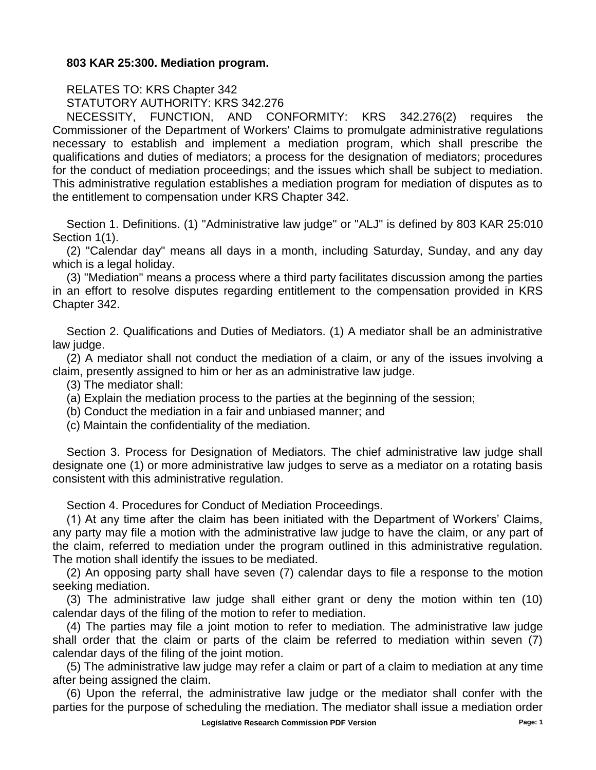**803 KAR 25:300. Mediation program.**

RELATES TO: KRS Chapter 342

STATUTORY AUTHORITY: KRS 342.276

NECESSITY, FUNCTION, AND CONFORMITY: KRS 342.276(2) requires the Commissioner of the Department of Workers' Claims to promulgate administrative regulations necessary to establish and implement a mediation program, which shall prescribe the qualifications and duties of mediators; a process for the designation of mediators; procedures for the conduct of mediation proceedings; and the issues which shall be subject to mediation. This administrative regulation establishes a mediation program for mediation of disputes as to the entitlement to compensation under KRS Chapter 342.

Section 1. Definitions. (1) "Administrative law judge" or "ALJ" is defined by 803 KAR 25:010 Section 1(1).

(2) "Calendar day" means all days in a month, including Saturday, Sunday, and any day which is a legal holiday.

(3) "Mediation" means a process where a third party facilitates discussion among the parties in an effort to resolve disputes regarding entitlement to the compensation provided in KRS Chapter 342.

Section 2. Qualifications and Duties of Mediators. (1) A mediator shall be an administrative law judge.

(2) A mediator shall not conduct the mediation of a claim, or any of the issues involving a claim, presently assigned to him or her as an administrative law judge.

(3) The mediator shall:

(a) Explain the mediation process to the parties at the beginning of the session;

(b) Conduct the mediation in a fair and unbiased manner; and

(c) Maintain the confidentiality of the mediation.

Section 3. Process for Designation of Mediators. The chief administrative law judge shall designate one (1) or more administrative law judges to serve as a mediator on a rotating basis consistent with this administrative regulation.

Section 4. Procedures for Conduct of Mediation Proceedings.

(1) At any time after the claim has been initiated with the Department of Workers' Claims, any party may file a motion with the administrative law judge to have the claim, or any part of the claim, referred to mediation under the program outlined in this administrative regulation. The motion shall identify the issues to be mediated.

(2) An opposing party shall have seven (7) calendar days to file a response to the motion seeking mediation.

(3) The administrative law judge shall either grant or deny the motion within ten (10) calendar days of the filing of the motion to refer to mediation.

(4) The parties may file a joint motion to refer to mediation. The administrative law judge shall order that the claim or parts of the claim be referred to mediation within seven (7) calendar days of the filing of the joint motion.

(5) The administrative law judge may refer a claim or part of a claim to mediation at any time after being assigned the claim.

(6) Upon the referral, the administrative law judge or the mediator shall confer with the parties for the purpose of scheduling the mediation. The mediator shall issue a mediation order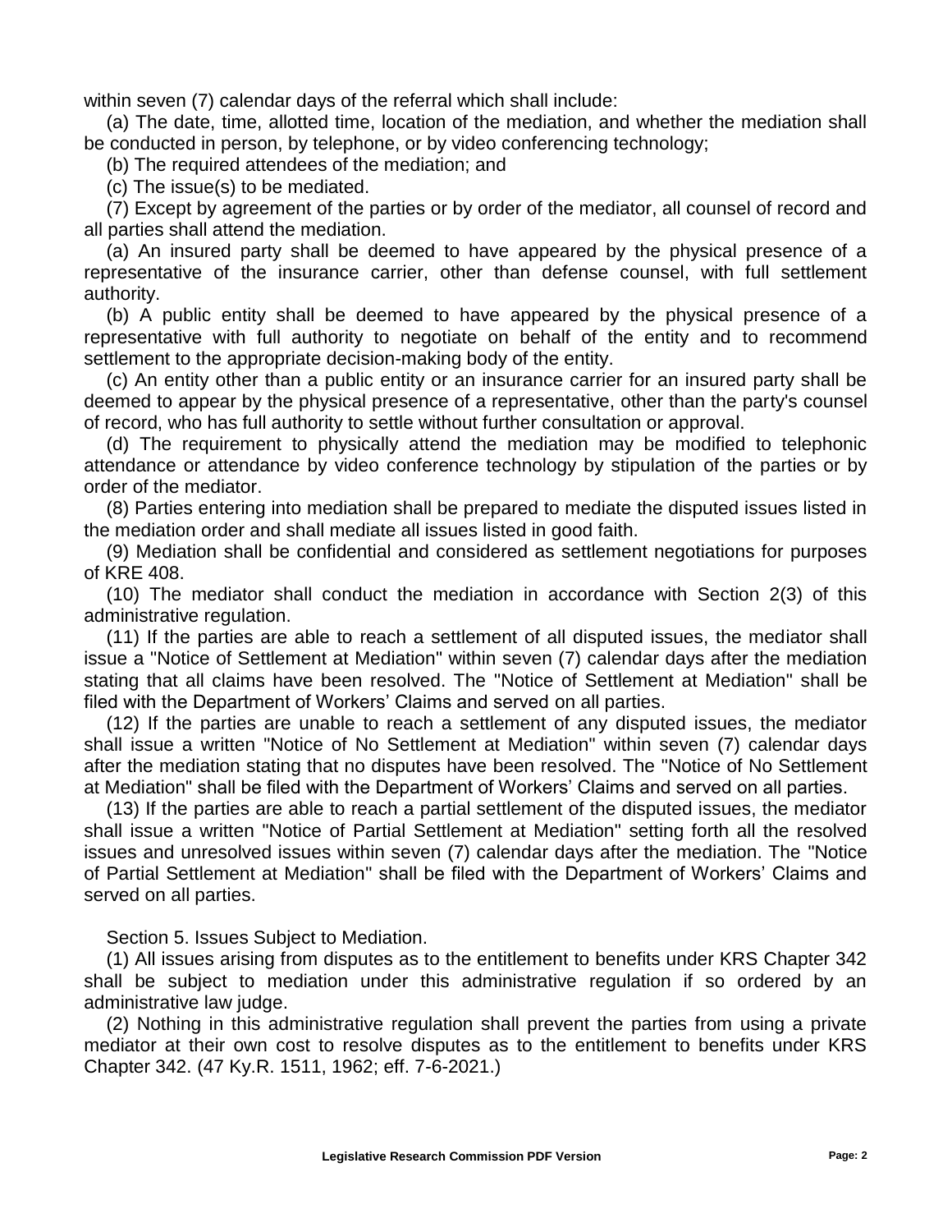within seven (7) calendar days of the referral which shall include:

(a) The date, time, allotted time, location of the mediation, and whether the mediation shall be conducted in person, by telephone, or by video conferencing technology;

(b) The required attendees of the mediation; and

(c) The issue(s) to be mediated.

(7) Except by agreement of the parties or by order of the mediator, all counsel of record and all parties shall attend the mediation.

(a) An insured party shall be deemed to have appeared by the physical presence of a representative of the insurance carrier, other than defense counsel, with full settlement authority.

(b) A public entity shall be deemed to have appeared by the physical presence of a representative with full authority to negotiate on behalf of the entity and to recommend settlement to the appropriate decision-making body of the entity.

(c) An entity other than a public entity or an insurance carrier for an insured party shall be deemed to appear by the physical presence of a representative, other than the party's counsel of record, who has full authority to settle without further consultation or approval.

(d) The requirement to physically attend the mediation may be modified to telephonic attendance or attendance by video conference technology by stipulation of the parties or by order of the mediator.

(8) Parties entering into mediation shall be prepared to mediate the disputed issues listed in the mediation order and shall mediate all issues listed in good faith.

(9) Mediation shall be confidential and considered as settlement negotiations for purposes of KRE 408.

(10) The mediator shall conduct the mediation in accordance with Section 2(3) of this administrative regulation.

(11) If the parties are able to reach a settlement of all disputed issues, the mediator shall issue a "Notice of Settlement at Mediation" within seven (7) calendar days after the mediation stating that all claims have been resolved. The "Notice of Settlement at Mediation" shall be filed with the Department of Workers' Claims and served on all parties.

(12) If the parties are unable to reach a settlement of any disputed issues, the mediator shall issue a written "Notice of No Settlement at Mediation" within seven (7) calendar days after the mediation stating that no disputes have been resolved. The "Notice of No Settlement at Mediation" shall be filed with the Department of Workers' Claims and served on all parties.

(13) If the parties are able to reach a partial settlement of the disputed issues, the mediator shall issue a written "Notice of Partial Settlement at Mediation" setting forth all the resolved issues and unresolved issues within seven (7) calendar days after the mediation. The "Notice of Partial Settlement at Mediation" shall be filed with the Department of Workers' Claims and served on all parties.

Section 5. Issues Subject to Mediation.

(1) All issues arising from disputes as to the entitlement to benefits under KRS Chapter 342 shall be subject to mediation under this administrative regulation if so ordered by an administrative law judge.

(2) Nothing in this administrative regulation shall prevent the parties from using a private mediator at their own cost to resolve disputes as to the entitlement to benefits under KRS Chapter 342. (47 Ky.R. 1511, 1962; eff. 7-6-2021.)